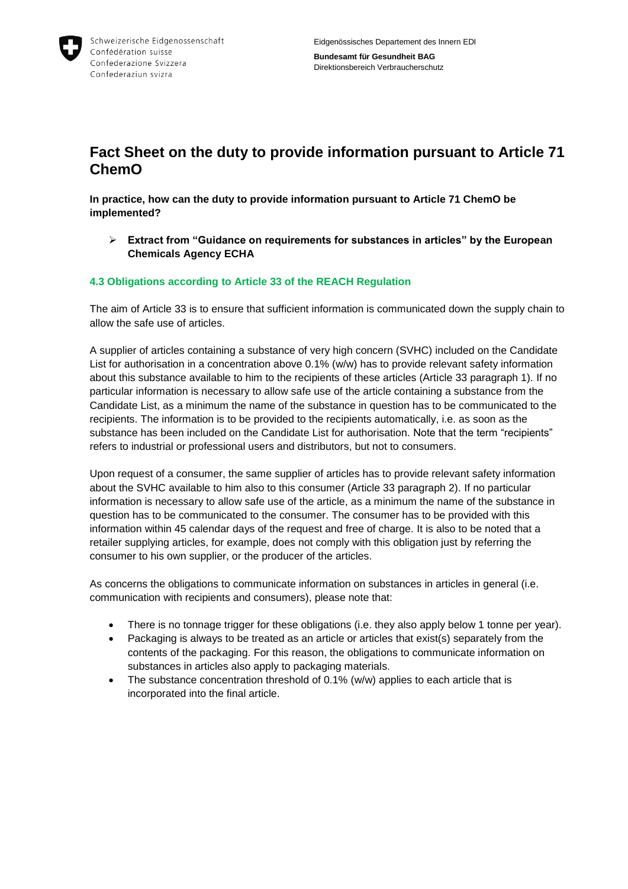Schweizerische Eidgenossenschaft
Confédération suisse
Confederazione Svizzera
Confederaziun svizra

Eidgenössisches Departement des Innern EDI

**Bundesamt für Gesundheit BAG**
Direktionsbereich Verbraucherschutz

# Fact Sheet on the duty to provide information pursuant to Article 71 ChemO

**In practice, how can the duty to provide information pursuant to Article 71 ChemO be implemented?**

- **Extract from "Guidance on requirements for substances in articles" by the European Chemicals Agency ECHA**

### 4.3 Obligations according to Article 33 of the REACH Regulation

The aim of Article 33 is to ensure that sufficient information is communicated down the supply chain to allow the safe use of articles.

A supplier of articles containing a substance of very high concern (SVHC) included on the Candidate List for authorisation in a concentration above 0.1% (w/w) has to provide relevant safety information about this substance available to him to the recipients of these articles (Article 33 paragraph 1). If no particular information is necessary to allow safe use of the article containing a substance from the Candidate List, as a minimum the name of the substance in question has to be communicated to the recipients. The information is to be provided to the recipients automatically, i.e. as soon as the substance has been included on the Candidate List for authorisation. Note that the term "recipients" refers to industrial or professional users and distributors, but not to consumers.

Upon request of a consumer, the same supplier of articles has to provide relevant safety information about the SVHC available to him also to this consumer (Article 33 paragraph 2). If no particular information is necessary to allow safe use of the article, as a minimum the name of the substance in question has to be communicated to the consumer. The consumer has to be provided with this information within 45 calendar days of the request and free of charge. It is also to be noted that a retailer supplying articles, for example, does not comply with this obligation just by referring the consumer to his own supplier, or the producer of the articles.

As concerns the obligations to communicate information on substances in articles in general (i.e. communication with recipients and consumers), please note that:

- There is no tonnage trigger for these obligations (i.e. they also apply below 1 tonne per year).
- Packaging is always to be treated as an article or articles that exist(s) separately from the contents of the packaging. For this reason, the obligations to communicate information on substances in articles also apply to packaging materials.
- The substance concentration threshold of 0.1% (w/w) applies to each article that is incorporated into the final article.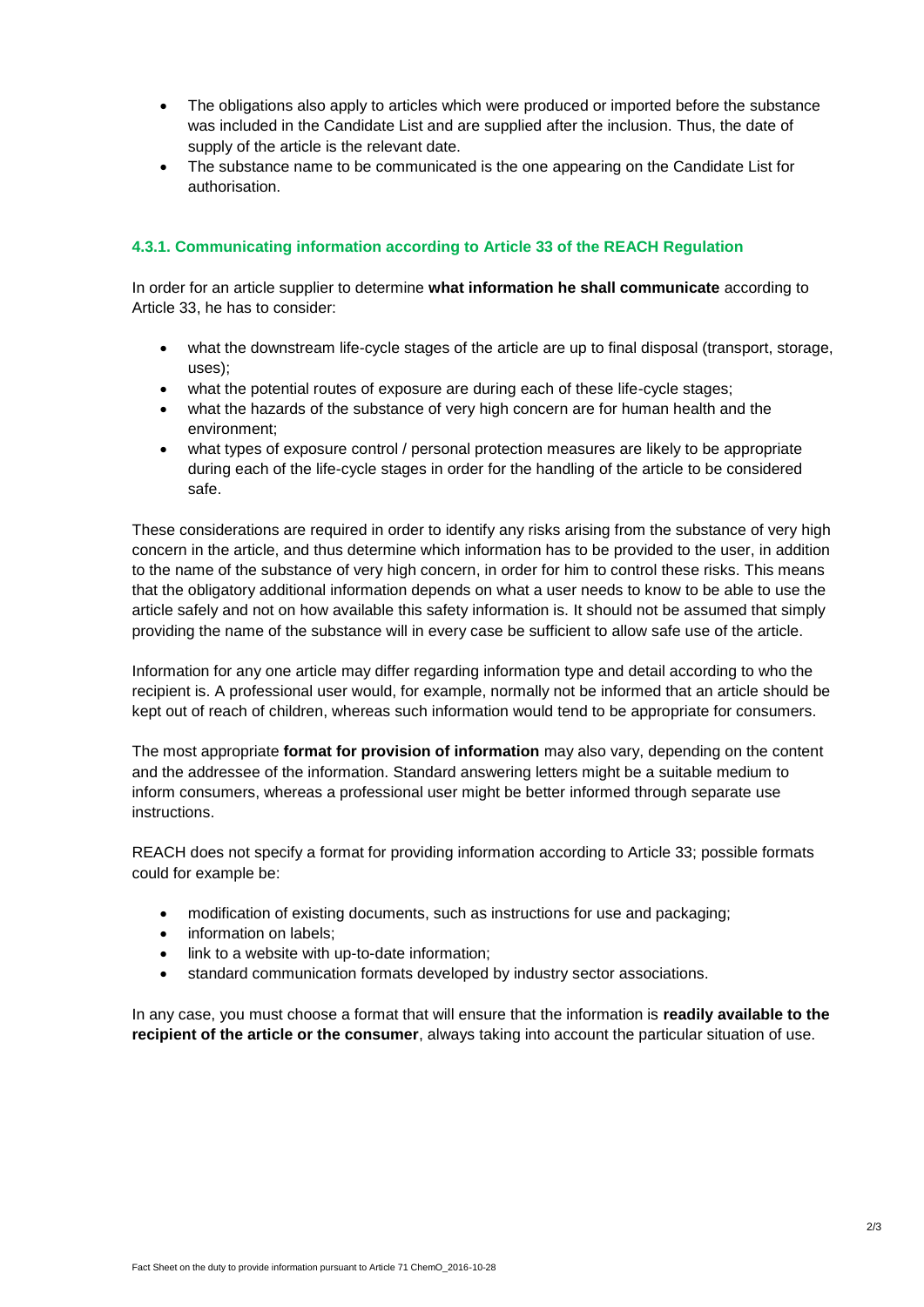- The obligations also apply to articles which were produced or imported before the substance was included in the Candidate List and are supplied after the inclusion. Thus, the date of supply of the article is the relevant date.
- The substance name to be communicated is the one appearing on the Candidate List for authorisation.

### 4.3.1. Communicating information according to Article 33 of the REACH Regulation

In order for an article supplier to determine **what information he shall communicate** according to Article 33, he has to consider:

- what the downstream life-cycle stages of the article are up to final disposal (transport, storage, uses);
- what the potential routes of exposure are during each of these life-cycle stages;
- what the hazards of the substance of very high concern are for human health and the environment;
- what types of exposure control / personal protection measures are likely to be appropriate during each of the life-cycle stages in order for the handling of the article to be considered safe.

These considerations are required in order to identify any risks arising from the substance of very high concern in the article, and thus determine which information has to be provided to the user, in addition to the name of the substance of very high concern, in order for him to control these risks. This means that the obligatory additional information depends on what a user needs to know to be able to use the article safely and not on how available this safety information is. It should not be assumed that simply providing the name of the substance will in every case be sufficient to allow safe use of the article.

Information for any one article may differ regarding information type and detail according to who the recipient is. A professional user would, for example, normally not be informed that an article should be kept out of reach of children, whereas such information would tend to be appropriate for consumers.

The most appropriate **format for provision of information** may also vary, depending on the content and the addressee of the information. Standard answering letters might be a suitable medium to inform consumers, whereas a professional user might be better informed through separate use instructions.

REACH does not specify a format for providing information according to Article 33; possible formats could for example be:

- modification of existing documents, such as instructions for use and packaging;
- information on labels;
- link to a website with up-to-date information;
- standard communication formats developed by industry sector associations.

In any case, you must choose a format that will ensure that the information is **readily available to the recipient of the article or the consumer**, always taking into account the particular situation of use.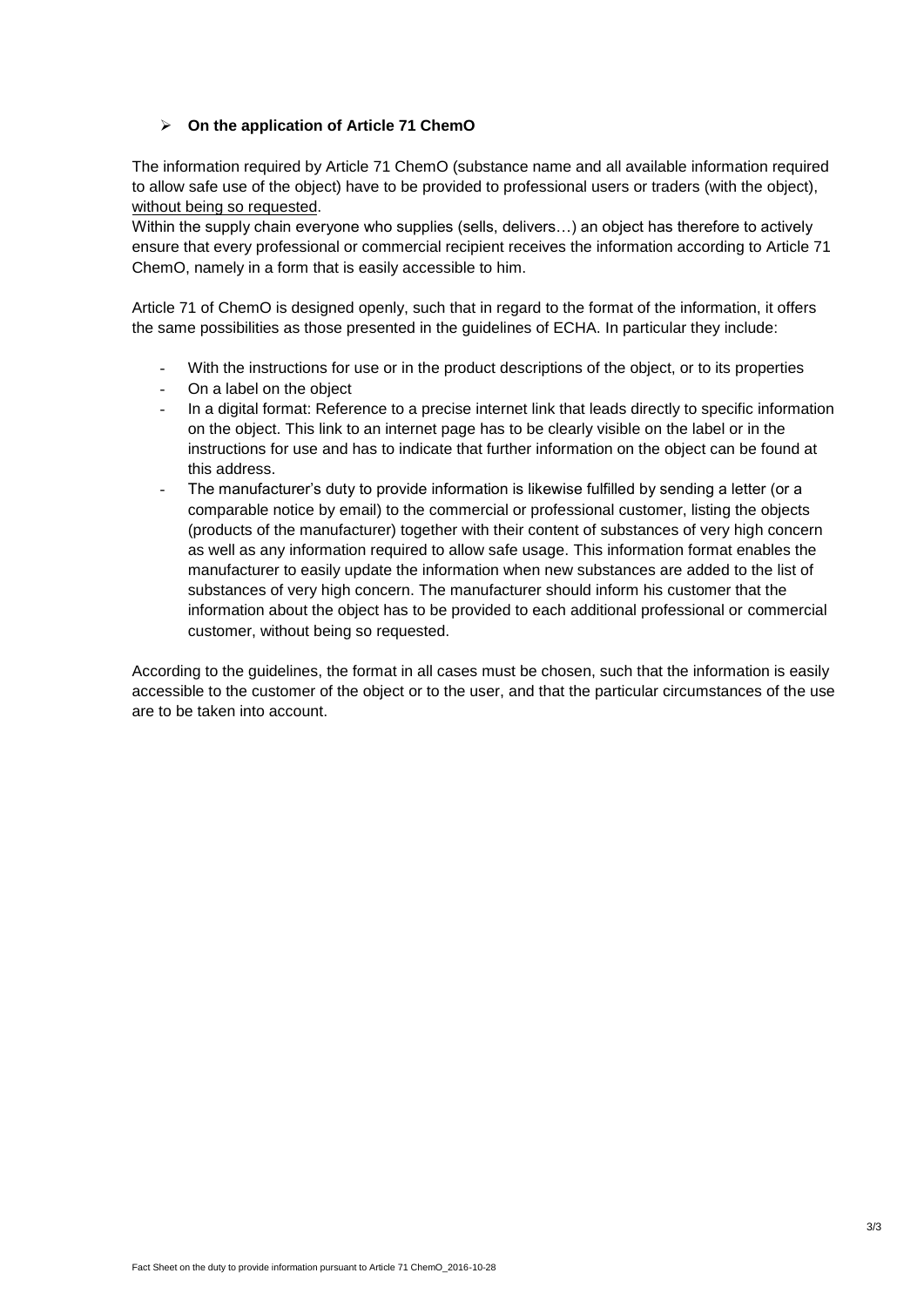- **On the application of Article 71 ChemO**

The information required by Article 71 ChemO (substance name and all available information required to allow safe use of the object) have to be provided to professional users or traders (with the object), without being so requested.
Within the supply chain everyone who supplies (sells, delivers…) an object has therefore to actively ensure that every professional or commercial recipient receives the information according to Article 71 ChemO, namely in a form that is easily accessible to him.

Article 71 of ChemO is designed openly, such that in regard to the format of the information, it offers the same possibilities as those presented in the guidelines of ECHA. In particular they include:

- With the instructions for use or in the product descriptions of the object, or to its properties
- On a label on the object
- In a digital format: Reference to a precise internet link that leads directly to specific information on the object. This link to an internet page has to be clearly visible on the label or in the instructions for use and has to indicate that further information on the object can be found at this address.
- The manufacturer's duty to provide information is likewise fulfilled by sending a letter (or a comparable notice by email) to the commercial or professional customer, listing the objects (products of the manufacturer) together with their content of substances of very high concern as well as any information required to allow safe usage. This information format enables the manufacturer to easily update the information when new substances are added to the list of substances of very high concern. The manufacturer should inform his customer that the information about the object has to be provided to each additional professional or commercial customer, without being so requested.

According to the guidelines, the format in all cases must be chosen, such that the information is easily accessible to the customer of the object or to the user, and that the particular circumstances of the use are to be taken into account.